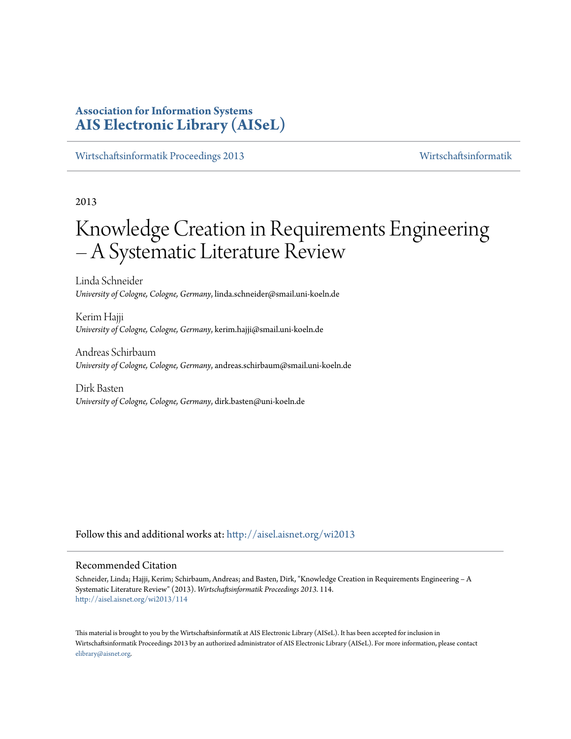**Association for Information Systems**
**AIS Electronic Library (AISeL)**

Wirtschaftsinformatik Proceedings 2013 | Wirtschaftsinformatik

2013

# Knowledge Creation in Requirements Engineering – A Systematic Literature Review

Linda Schneider
*University of Cologne, Cologne, Germany*, linda.schneider@smail.uni-koeln.de

Kerim Hajji
*University of Cologne, Cologne, Germany*, kerim.hajji@smail.uni-koeln.de

Andreas Schirbaum
*University of Cologne, Cologne, Germany*, andreas.schirbaum@smail.uni-koeln.de

Dirk Basten
*University of Cologne, Cologne, Germany*, dirk.basten@uni-koeln.de

Follow this and additional works at: http://aisel.aisnet.org/wi2013

## Recommended Citation

Schneider, Linda; Hajji, Kerim; Schirbaum, Andreas; and Basten, Dirk, "Knowledge Creation in Requirements Engineering – A Systematic Literature Review" (2013). *Wirtschaftsinformatik Proceedings 2013*. 114.
http://aisel.aisnet.org/wi2013/114

This material is brought to you by the Wirtschaftsinformatik at AIS Electronic Library (AISeL). It has been accepted for inclusion in Wirtschaftsinformatik Proceedings 2013 by an authorized administrator of AIS Electronic Library (AISeL). For more information, please contact elibrary@aisnet.org.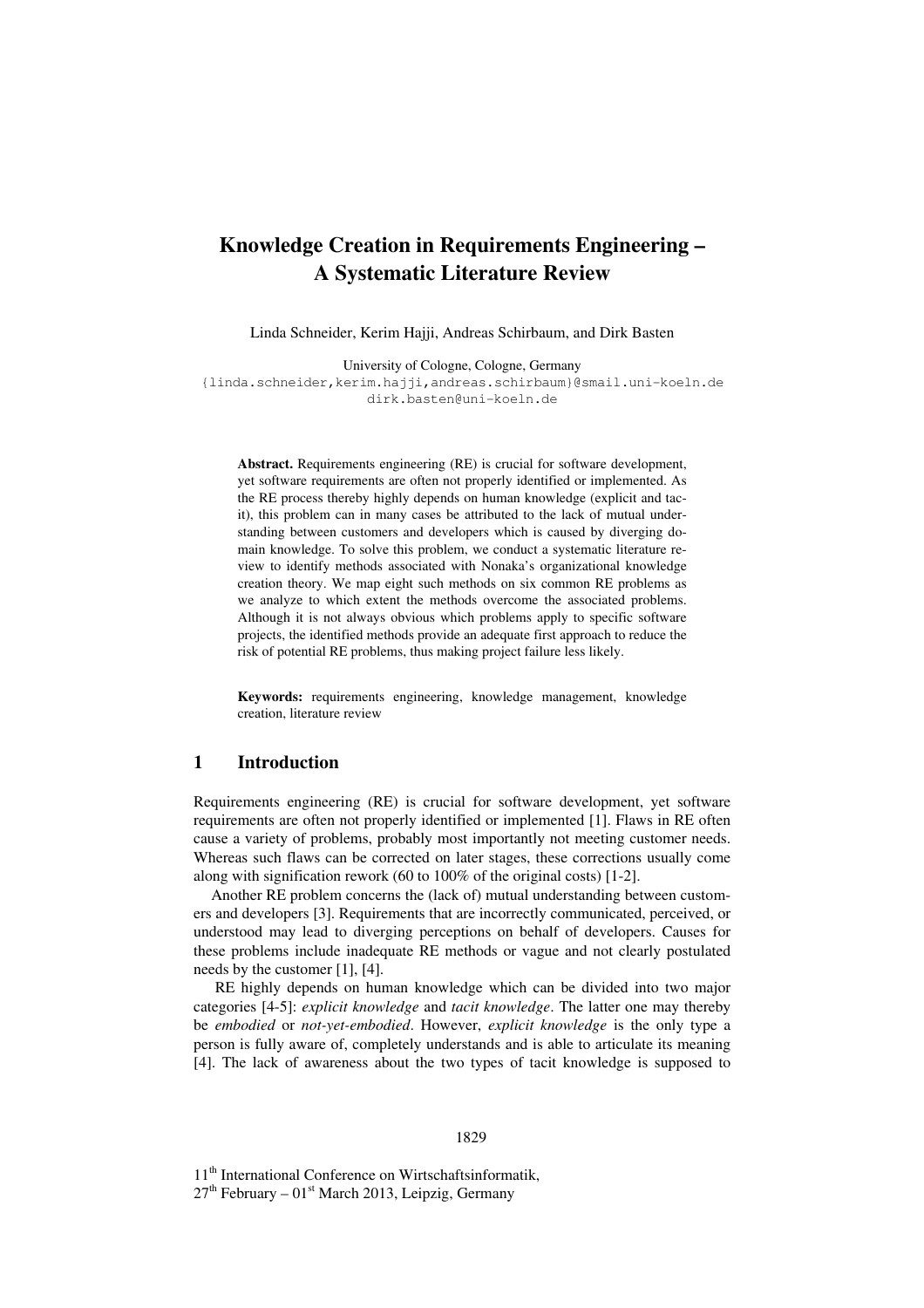# Knowledge Creation in Requirements Engineering – A Systematic Literature Review

Linda Schneider, Kerim Hajji, Andreas Schirbaum, and Dirk Basten

University of Cologne, Cologne, Germany
{linda.schneider,kerim.hajji,andreas.schirbaum}@smail.uni-koeln.de
dirk.basten@uni-koeln.de

**Abstract.** Requirements engineering (RE) is crucial for software development, yet software requirements are often not properly identified or implemented. As the RE process thereby highly depends on human knowledge (explicit and tacit), this problem can in many cases be attributed to the lack of mutual understanding between customers and developers which is caused by diverging domain knowledge. To solve this problem, we conduct a systematic literature review to identify methods associated with Nonaka's organizational knowledge creation theory. We map eight such methods on six common RE problems as we analyze to which extent the methods overcome the associated problems. Although it is not always obvious which problems apply to specific software projects, the identified methods provide an adequate first approach to reduce the risk of potential RE problems, thus making project failure less likely.

**Keywords:** requirements engineering, knowledge management, knowledge creation, literature review

## 1 Introduction

Requirements engineering (RE) is crucial for software development, yet software requirements are often not properly identified or implemented [1]. Flaws in RE often cause a variety of problems, probably most importantly not meeting customer needs. Whereas such flaws can be corrected on later stages, these corrections usually come along with signification rework (60 to 100% of the original costs) [1-2].

Another RE problem concerns the (lack of) mutual understanding between customers and developers [3]. Requirements that are incorrectly communicated, perceived, or understood may lead to diverging perceptions on behalf of developers. Causes for these problems include inadequate RE methods or vague and not clearly postulated needs by the customer [1], [4].

RE highly depends on human knowledge which can be divided into two major categories [4-5]: *explicit knowledge* and *tacit knowledge*. The latter one may thereby be *embodied* or *not-yet-embodied*. However, *explicit knowledge* is the only type a person is fully aware of, completely understands and is able to articulate its meaning [4]. The lack of awareness about the two types of tacit knowledge is supposed to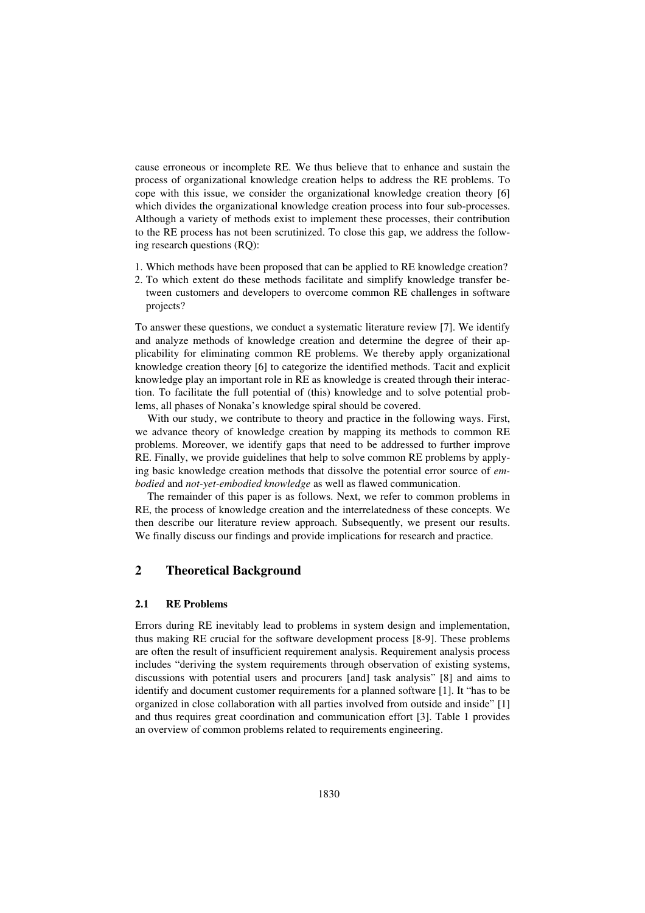cause erroneous or incomplete RE. We thus believe that to enhance and sustain the process of organizational knowledge creation helps to address the RE problems. To cope with this issue, we consider the organizational knowledge creation theory [6] which divides the organizational knowledge creation process into four sub-processes. Although a variety of methods exist to implement these processes, their contribution to the RE process has not been scrutinized. To close this gap, we address the following research questions (RQ):

1. Which methods have been proposed that can be applied to RE knowledge creation?
2. To which extent do these methods facilitate and simplify knowledge transfer between customers and developers to overcome common RE challenges in software projects?

To answer these questions, we conduct a systematic literature review [7]. We identify and analyze methods of knowledge creation and determine the degree of their applicability for eliminating common RE problems. We thereby apply organizational knowledge creation theory [6] to categorize the identified methods. Tacit and explicit knowledge play an important role in RE as knowledge is created through their interaction. To facilitate the full potential of (this) knowledge and to solve potential problems, all phases of Nonaka's knowledge spiral should be covered.

With our study, we contribute to theory and practice in the following ways. First, we advance theory of knowledge creation by mapping its methods to common RE problems. Moreover, we identify gaps that need to be addressed to further improve RE. Finally, we provide guidelines that help to solve common RE problems by applying basic knowledge creation methods that dissolve the potential error source of *embodied* and *not-yet-embodied knowledge* as well as flawed communication.

The remainder of this paper is as follows. Next, we refer to common problems in RE, the process of knowledge creation and the interrelatedness of these concepts. We then describe our literature review approach. Subsequently, we present our results. We finally discuss our findings and provide implications for research and practice.

## 2 Theoretical Background

### 2.1 RE Problems

Errors during RE inevitably lead to problems in system design and implementation, thus making RE crucial for the software development process [8-9]. These problems are often the result of insufficient requirement analysis. Requirement analysis process includes "deriving the system requirements through observation of existing systems, discussions with potential users and procurers [and] task analysis" [8] and aims to identify and document customer requirements for a planned software [1]. It "has to be organized in close collaboration with all parties involved from outside and inside" [1] and thus requires great coordination and communication effort [3]. Table 1 provides an overview of common problems related to requirements engineering.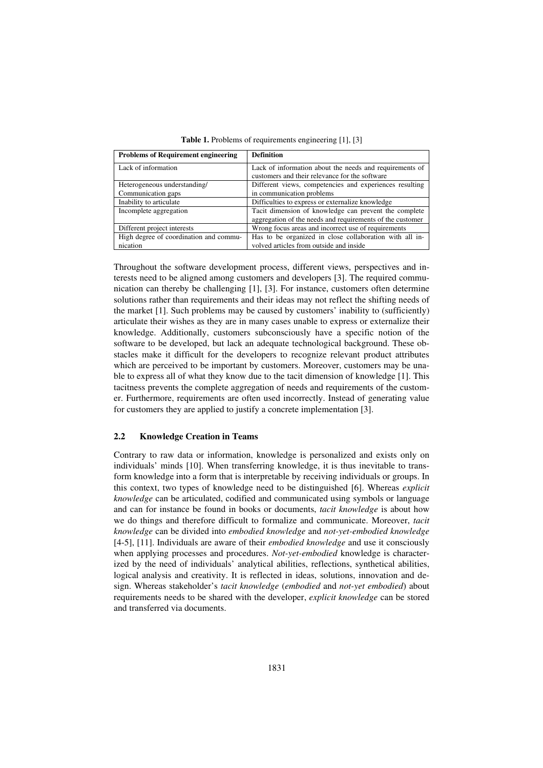**Table 1.** Problems of requirements engineering [1], [3]

| **Problems of Requirement engineering** | **Definition** |
| --- | --- |
| Lack of information | Lack of information about the needs and requirements of customers and their relevance for the software |
| Heterogeneous understanding/ Communication gaps | Different views, competencies and experiences resulting in communication problems |
| Inability to articulate | Difficulties to express or externalize knowledge |
| Incomplete aggregation | Tacit dimension of knowledge can prevent the complete aggregation of the needs and requirements of the customer |
| Different project interests | Wrong focus areas and incorrect use of requirements |
| High degree of coordination and communication | Has to be organized in close collaboration with all involved articles from outside and inside |

Throughout the software development process, different views, perspectives and interests need to be aligned among customers and developers [3]. The required communication can thereby be challenging [1], [3]. For instance, customers often determine solutions rather than requirements and their ideas may not reflect the shifting needs of the market [1]. Such problems may be caused by customers' inability to (sufficiently) articulate their wishes as they are in many cases unable to express or externalize their knowledge. Additionally, customers subconsciously have a specific notion of the software to be developed, but lack an adequate technological background. These obstacles make it difficult for the developers to recognize relevant product attributes which are perceived to be important by customers. Moreover, customers may be unable to express all of what they know due to the tacit dimension of knowledge [1]. This tacitness prevents the complete aggregation of needs and requirements of the customer. Furthermore, requirements are often used incorrectly. Instead of generating value for customers they are applied to justify a concrete implementation [3].

### 2.2 Knowledge Creation in Teams

Contrary to raw data or information, knowledge is personalized and exists only on individuals' minds [10]. When transferring knowledge, it is thus inevitable to transform knowledge into a form that is interpretable by receiving individuals or groups. In this context, two types of knowledge need to be distinguished [6]. Whereas *explicit knowledge* can be articulated, codified and communicated using symbols or language and can for instance be found in books or documents, *tacit knowledge* is about how we do things and therefore difficult to formalize and communicate. Moreover, *tacit knowledge* can be divided into *embodied knowledge* and *not-yet-embodied knowledge* [4-5], [11]. Individuals are aware of their *embodied knowledge* and use it consciously when applying processes and procedures. *Not-yet-embodied* knowledge is characterized by the need of individuals' analytical abilities, reflections, synthetical abilities, logical analysis and creativity. It is reflected in ideas, solutions, innovation and design. Whereas stakeholder's *tacit knowledge* (*embodied* and *not-yet embodied*) about requirements needs to be shared with the developer, *explicit knowledge* can be stored and transferred via documents.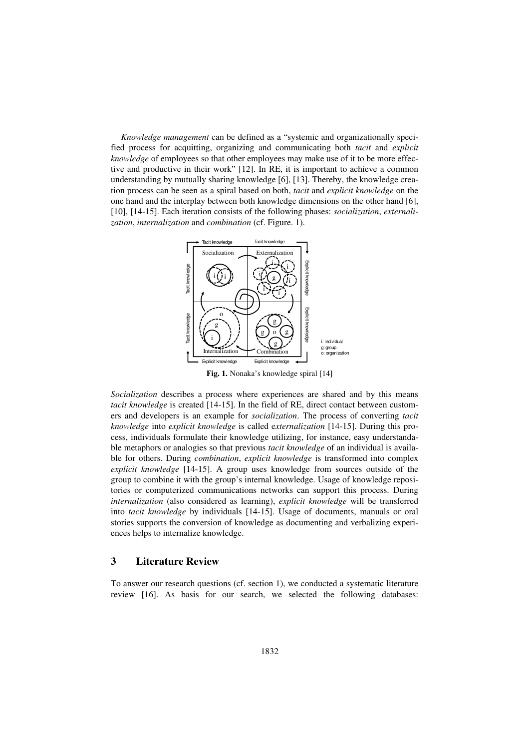*Knowledge management* can be defined as a "systemic and organizationally specified process for acquitting, organizing and communicating both *tacit* and *explicit knowledge* of employees so that other employees may make use of it to be more effective and productive in their work" [12]. In RE, it is important to achieve a common understanding by mutually sharing knowledge [6], [13]. Thereby, the knowledge creation process can be seen as a spiral based on both, *tacit* and *explicit knowledge* on the one hand and the interplay between both knowledge dimensions on the other hand [6], [10], [14-15]. Each iteration consists of the following phases: *socialization*, *externalization*, *internalization* and *combination* (cf. Figure. 1).

**Fig. 1.** Nonaka's knowledge spiral [14]

*Socialization* describes a process where experiences are shared and by this means *tacit knowledge* is created [14-15]. In the field of RE, direct contact between customers and developers is an example for *socialization*. The process of converting *tacit knowledge* into *explicit knowledge* is called e*xternalization* [14-15]. During this process, individuals formulate their knowledge utilizing, for instance, easy understandable metaphors or analogies so that previous *tacit knowledge* of an individual is available for others. During *combination*, *explicit knowledge* is transformed into complex *explicit knowledge* [14-15]. A group uses knowledge from sources outside of the group to combine it with the group's internal knowledge. Usage of knowledge repositories or computerized communications networks can support this process. During *internalization* (also considered as learning), *explicit knowledge* will be transferred into *tacit knowledge* by individuals [14-15]. Usage of documents, manuals or oral stories supports the conversion of knowledge as documenting and verbalizing experiences helps to internalize knowledge.

## 3 Literature Review

To answer our research questions (cf. section 1), we conducted a systematic literature review [16]. As basis for our search, we selected the following databases: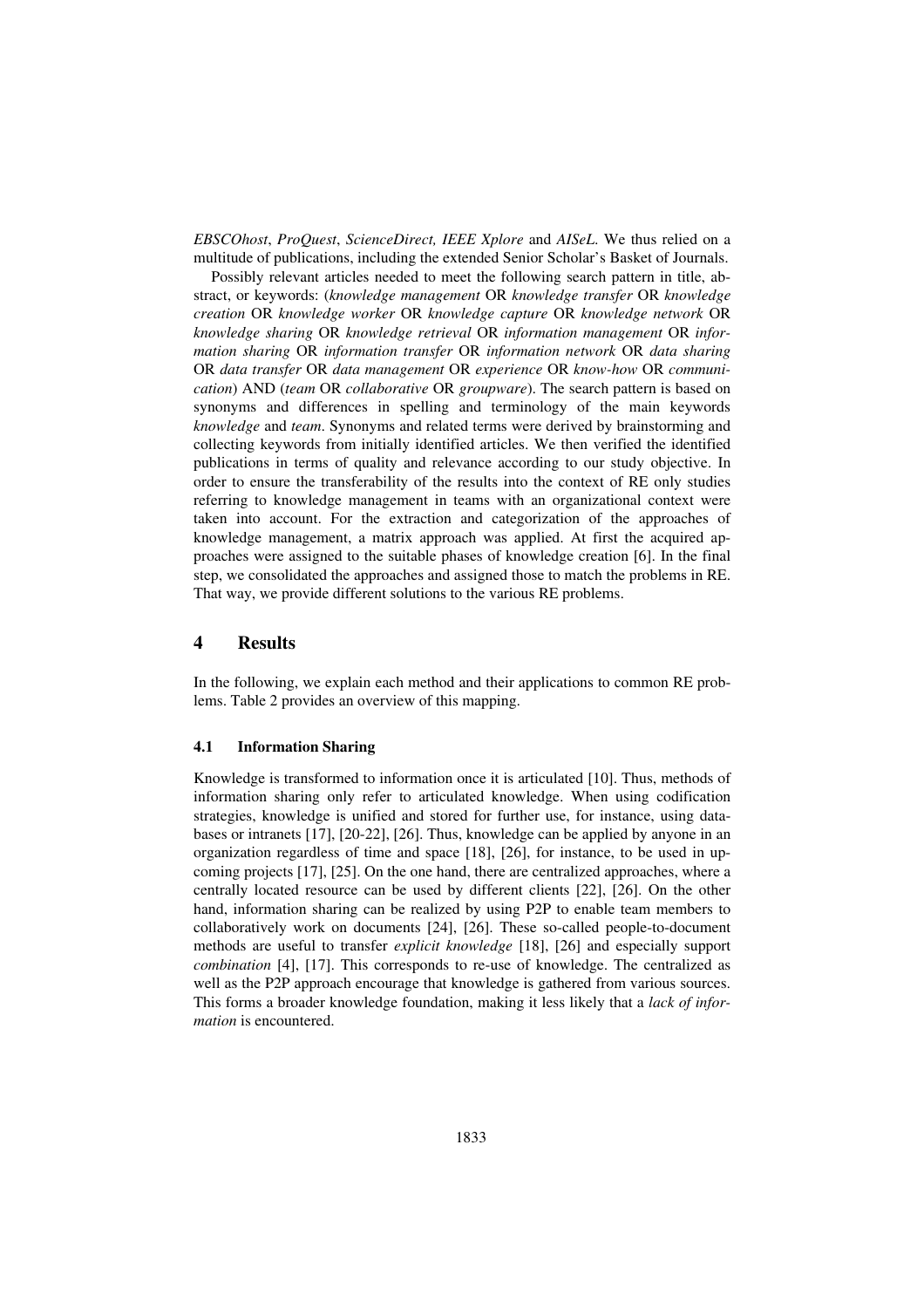*EBSCOhost*, *ProQuest*, *ScienceDirect, IEEE Xplore* and *AISeL*. We thus relied on a multitude of publications, including the extended Senior Scholar's Basket of Journals.

Possibly relevant articles needed to meet the following search pattern in title, abstract, or keywords: (*knowledge management* OR *knowledge transfer* OR *knowledge creation* OR *knowledge worker* OR *knowledge capture* OR *knowledge network* OR *knowledge sharing* OR *knowledge retrieval* OR *information management* OR *information sharing* OR *information transfer* OR *information network* OR *data sharing* OR *data transfer* OR *data management* OR *experience* OR *know-how* OR *communication*) AND (*team* OR *collaborative* OR *groupware*). The search pattern is based on synonyms and differences in spelling and terminology of the main keywords *knowledge* and *team*. Synonyms and related terms were derived by brainstorming and collecting keywords from initially identified articles. We then verified the identified publications in terms of quality and relevance according to our study objective. In order to ensure the transferability of the results into the context of RE only studies referring to knowledge management in teams with an organizational context were taken into account. For the extraction and categorization of the approaches of knowledge management, a matrix approach was applied. At first the acquired approaches were assigned to the suitable phases of knowledge creation [6]. In the final step, we consolidated the approaches and assigned those to match the problems in RE. That way, we provide different solutions to the various RE problems.

## 4 Results

In the following, we explain each method and their applications to common RE problems. Table 2 provides an overview of this mapping.

### 4.1 Information Sharing

Knowledge is transformed to information once it is articulated [10]. Thus, methods of information sharing only refer to articulated knowledge. When using codification strategies, knowledge is unified and stored for further use, for instance, using databases or intranets [17], [20-22], [26]. Thus, knowledge can be applied by anyone in an organization regardless of time and space [18], [26], for instance, to be used in upcoming projects [17], [25]. On the one hand, there are centralized approaches, where a centrally located resource can be used by different clients [22], [26]. On the other hand, information sharing can be realized by using P2P to enable team members to collaboratively work on documents [24], [26]. These so-called people-to-document methods are useful to transfer *explicit knowledge* [18], [26] and especially support *combination* [4], [17]. This corresponds to re-use of knowledge. The centralized as well as the P2P approach encourage that knowledge is gathered from various sources. This forms a broader knowledge foundation, making it less likely that a *lack of information* is encountered.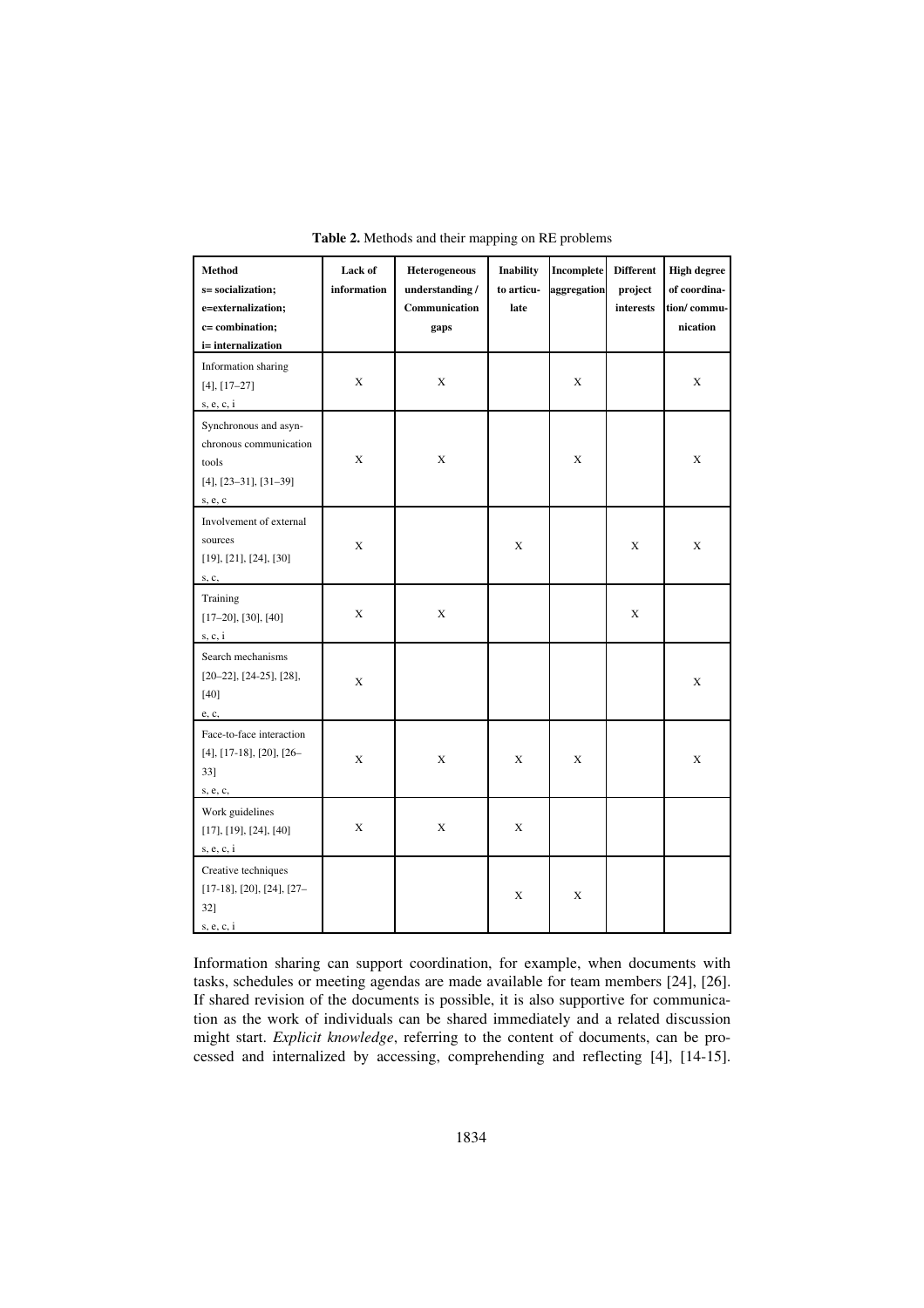**Table 2.** Methods and their mapping on RE problems

| **Method**<br>**s= socialization;**<br>**e=externalization;**<br>**c= combination;**<br>**i= internalization** | **Lack of information** | **Heterogeneous understanding / Communication gaps** | **Inability to articulate** | **Incomplete aggregation** | **Different project interests** | **High degree of coordination/ communication** |
|---|---|---|---|---|---|---|
| Information sharing<br>[4], [17–27]<br>s, e, c, i | X | X | | X | | X |
| Synchronous and asynchronous communication tools<br>[4], [23–31], [31–39]<br>s, e, c | X | X | | X | | X |
| Involvement of external sources<br>[19], [21], [24], [30]<br>s, c, | X | | X | | X | X |
| Training<br>[17–20], [30], [40]<br>s, c, i | X | X | | | X | |
| Search mechanisms<br>[20–22], [24-25], [28], [40]<br>e, c, | X | | | | | X |
| Face-to-face interaction<br>[4], [17-18], [20], [26–33]<br>s, e, c, | X | X | X | X | | X |
| Work guidelines<br>[17], [19], [24], [40]<br>s, e, c, i | X | X | X | | | |
| Creative techniques<br>[17-18], [20], [24], [27–32]<br>s, e, c, i | | | X | X | | |

Information sharing can support coordination, for example, when documents with tasks, schedules or meeting agendas are made available for team members [24], [26]. If shared revision of the documents is possible, it is also supportive for communication as the work of individuals can be shared immediately and a related discussion might start. *Explicit knowledge*, referring to the content of documents, can be processed and internalized by accessing, comprehending and reflecting [4], [14-15].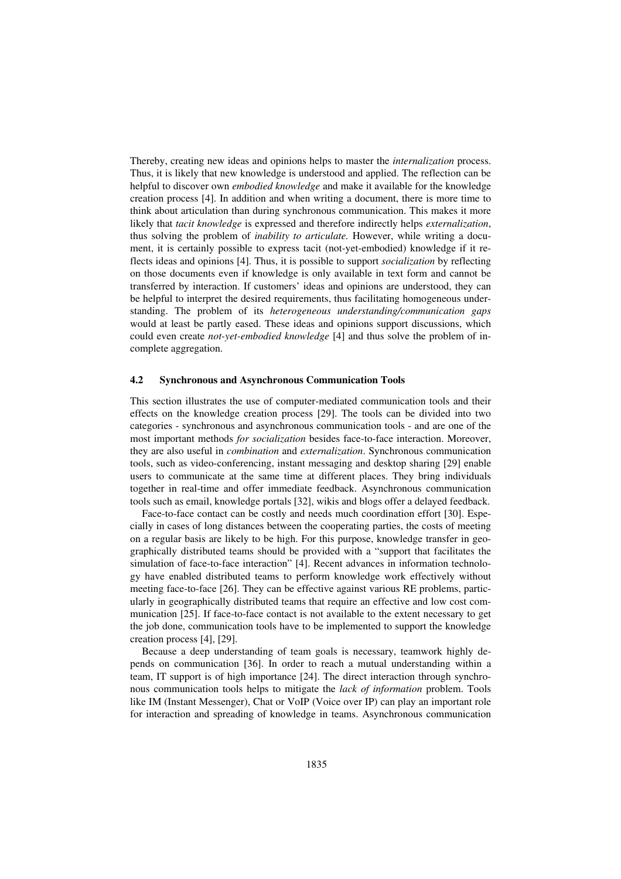Thereby, creating new ideas and opinions helps to master the *internalization* process. Thus, it is likely that new knowledge is understood and applied. The reflection can be helpful to discover own *embodied knowledge* and make it available for the knowledge creation process [4]. In addition and when writing a document, there is more time to think about articulation than during synchronous communication. This makes it more likely that *tacit knowledge* is expressed and therefore indirectly helps *externalization*, thus solving the problem of *inability to articulate.* However, while writing a document, it is certainly possible to express tacit (not-yet-embodied) knowledge if it reflects ideas and opinions [4]. Thus, it is possible to support *socialization* by reflecting on those documents even if knowledge is only available in text form and cannot be transferred by interaction. If customers' ideas and opinions are understood, they can be helpful to interpret the desired requirements, thus facilitating homogeneous understanding. The problem of its *heterogeneous understanding/communication gaps* would at least be partly eased. These ideas and opinions support discussions, which could even create *not-yet-embodied knowledge* [4] and thus solve the problem of incomplete aggregation.

### 4.2 Synchronous and Asynchronous Communication Tools

This section illustrates the use of computer-mediated communication tools and their effects on the knowledge creation process [29]. The tools can be divided into two categories - synchronous and asynchronous communication tools - and are one of the most important methods *for socialization* besides face-to-face interaction. Moreover, they are also useful in *combination* and *externalization*. Synchronous communication tools, such as video-conferencing, instant messaging and desktop sharing [29] enable users to communicate at the same time at different places. They bring individuals together in real-time and offer immediate feedback. Asynchronous communication tools such as email, knowledge portals [32], wikis and blogs offer a delayed feedback.

Face-to-face contact can be costly and needs much coordination effort [30]. Especially in cases of long distances between the cooperating parties, the costs of meeting on a regular basis are likely to be high. For this purpose, knowledge transfer in geographically distributed teams should be provided with a "support that facilitates the simulation of face-to-face interaction" [4]. Recent advances in information technology have enabled distributed teams to perform knowledge work effectively without meeting face-to-face [26]. They can be effective against various RE problems, particularly in geographically distributed teams that require an effective and low cost communication [25]. If face-to-face contact is not available to the extent necessary to get the job done, communication tools have to be implemented to support the knowledge creation process [4], [29].

Because a deep understanding of team goals is necessary, teamwork highly depends on communication [36]. In order to reach a mutual understanding within a team, IT support is of high importance [24]. The direct interaction through synchronous communication tools helps to mitigate the *lack of information* problem. Tools like IM (Instant Messenger), Chat or VoIP (Voice over IP) can play an important role for interaction and spreading of knowledge in teams. Asynchronous communication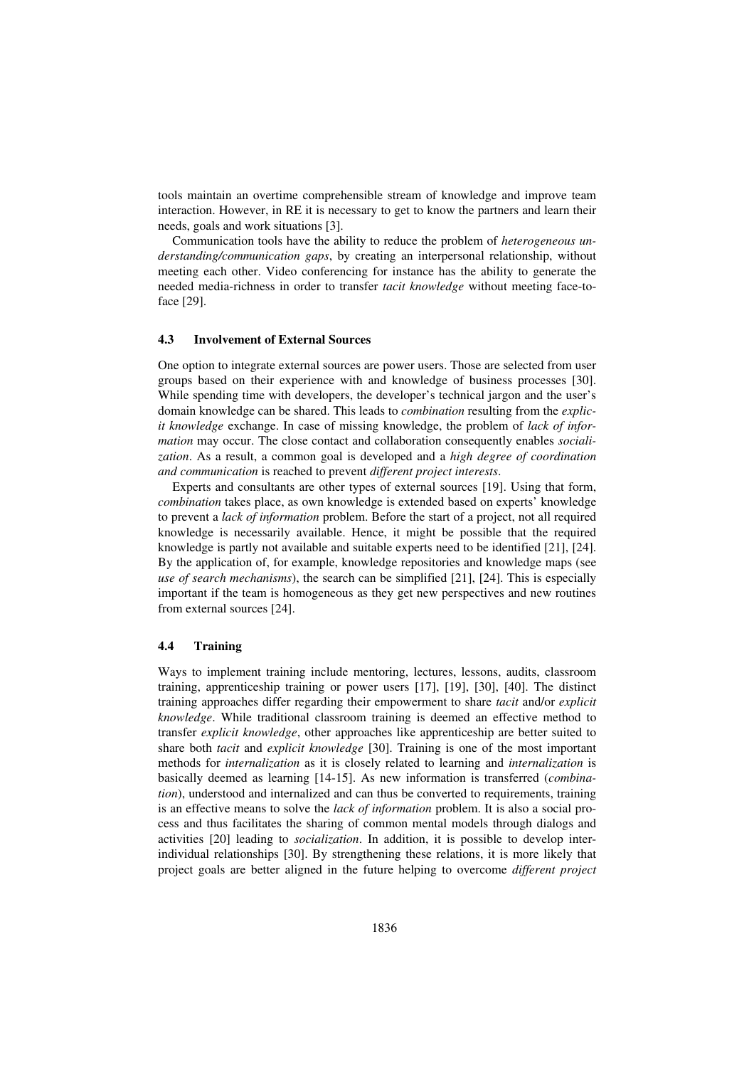tools maintain an overtime comprehensible stream of knowledge and improve team interaction. However, in RE it is necessary to get to know the partners and learn their needs, goals and work situations [3].

Communication tools have the ability to reduce the problem of *heterogeneous understanding/communication gaps*, by creating an interpersonal relationship, without meeting each other. Video conferencing for instance has the ability to generate the needed media-richness in order to transfer *tacit knowledge* without meeting face-to-face [29].

### 4.3 Involvement of External Sources

One option to integrate external sources are power users. Those are selected from user groups based on their experience with and knowledge of business processes [30]. While spending time with developers, the developer's technical jargon and the user's domain knowledge can be shared. This leads to *combination* resulting from the *explicit knowledge* exchange. In case of missing knowledge, the problem of *lack of information* may occur. The close contact and collaboration consequently enables *socialization*. As a result, a common goal is developed and a *high degree of coordination and communication* is reached to prevent *different project interests*.

Experts and consultants are other types of external sources [19]. Using that form, *combination* takes place, as own knowledge is extended based on experts' knowledge to prevent a *lack of information* problem. Before the start of a project, not all required knowledge is necessarily available. Hence, it might be possible that the required knowledge is partly not available and suitable experts need to be identified [21], [24]. By the application of, for example, knowledge repositories and knowledge maps (see *use of search mechanisms*), the search can be simplified [21], [24]. This is especially important if the team is homogeneous as they get new perspectives and new routines from external sources [24].

### 4.4 Training

Ways to implement training include mentoring, lectures, lessons, audits, classroom training, apprenticeship training or power users [17], [19], [30], [40]. The distinct training approaches differ regarding their empowerment to share *tacit* and/or *explicit knowledge*. While traditional classroom training is deemed an effective method to transfer *explicit knowledge*, other approaches like apprenticeship are better suited to share both *tacit* and *explicit knowledge* [30]. Training is one of the most important methods for *internalization* as it is closely related to learning and *internalization* is basically deemed as learning [14-15]. As new information is transferred (*combination*), understood and internalized and can thus be converted to requirements, training is an effective means to solve the *lack of information* problem. It is also a social process and thus facilitates the sharing of common mental models through dialogs and activities [20] leading to *socialization*. In addition, it is possible to develop inter-individual relationships [30]. By strengthening these relations, it is more likely that project goals are better aligned in the future helping to overcome *different project*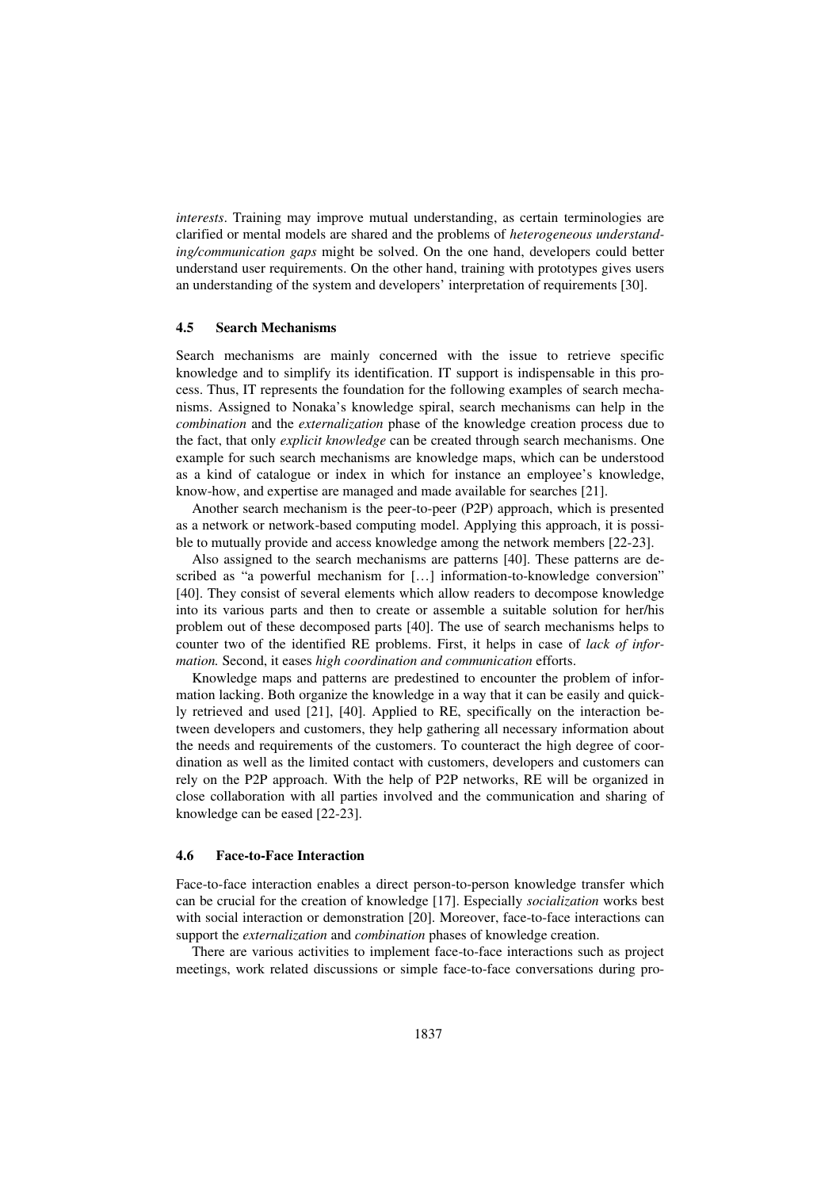*interests*. Training may improve mutual understanding, as certain terminologies are clarified or mental models are shared and the problems of *heterogeneous understanding/communication gaps* might be solved. On the one hand, developers could better understand user requirements. On the other hand, training with prototypes gives users an understanding of the system and developers' interpretation of requirements [30].

### 4.5 Search Mechanisms

Search mechanisms are mainly concerned with the issue to retrieve specific knowledge and to simplify its identification. IT support is indispensable in this process. Thus, IT represents the foundation for the following examples of search mechanisms. Assigned to Nonaka's knowledge spiral, search mechanisms can help in the *combination* and the *externalization* phase of the knowledge creation process due to the fact, that only *explicit knowledge* can be created through search mechanisms. One example for such search mechanisms are knowledge maps, which can be understood as a kind of catalogue or index in which for instance an employee's knowledge, know-how, and expertise are managed and made available for searches [21].

Another search mechanism is the peer-to-peer (P2P) approach, which is presented as a network or network-based computing model. Applying this approach, it is possible to mutually provide and access knowledge among the network members [22-23].

Also assigned to the search mechanisms are patterns [40]. These patterns are described as "a powerful mechanism for […] information-to-knowledge conversion" [40]. They consist of several elements which allow readers to decompose knowledge into its various parts and then to create or assemble a suitable solution for her/his problem out of these decomposed parts [40]. The use of search mechanisms helps to counter two of the identified RE problems. First, it helps in case of *lack of information.* Second, it eases *high coordination and communication* efforts.

Knowledge maps and patterns are predestined to encounter the problem of information lacking. Both organize the knowledge in a way that it can be easily and quickly retrieved and used [21], [40]. Applied to RE, specifically on the interaction between developers and customers, they help gathering all necessary information about the needs and requirements of the customers. To counteract the high degree of coordination as well as the limited contact with customers, developers and customers can rely on the P2P approach. With the help of P2P networks, RE will be organized in close collaboration with all parties involved and the communication and sharing of knowledge can be eased [22-23].

### 4.6 Face-to-Face Interaction

Face-to-face interaction enables a direct person-to-person knowledge transfer which can be crucial for the creation of knowledge [17]. Especially *socialization* works best with social interaction or demonstration [20]. Moreover, face-to-face interactions can support the *externalization* and *combination* phases of knowledge creation.

There are various activities to implement face-to-face interactions such as project meetings, work related discussions or simple face-to-face conversations during pro-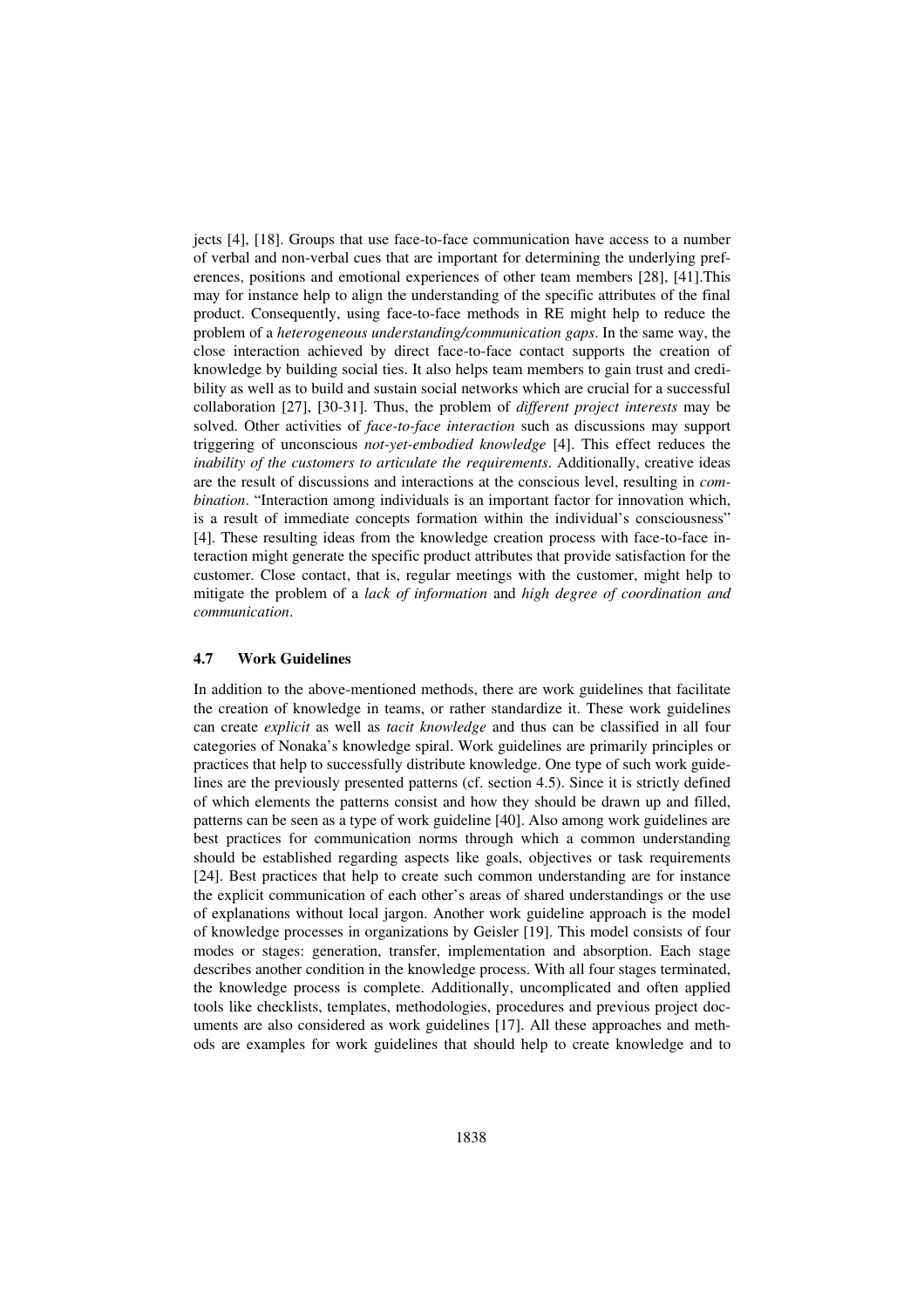jects [4], [18]. Groups that use face-to-face communication have access to a number of verbal and non-verbal cues that are important for determining the underlying preferences, positions and emotional experiences of other team members [28], [41].This may for instance help to align the understanding of the specific attributes of the final product. Consequently, using face-to-face methods in RE might help to reduce the problem of a *heterogeneous understanding/communication gaps*. In the same way, the close interaction achieved by direct face-to-face contact supports the creation of knowledge by building social ties. It also helps team members to gain trust and credibility as well as to build and sustain social networks which are crucial for a successful collaboration [27], [30-31]. Thus, the problem of *different project interests* may be solved. Other activities of *face-to-face interaction* such as discussions may support triggering of unconscious *not-yet-embodied knowledge* [4]. This effect reduces the *inability of the customers to articulate the requirements*. Additionally, creative ideas are the result of discussions and interactions at the conscious level, resulting in *combination*. "Interaction among individuals is an important factor for innovation which, is a result of immediate concepts formation within the individual's consciousness" [4]. These resulting ideas from the knowledge creation process with face-to-face interaction might generate the specific product attributes that provide satisfaction for the customer. Close contact, that is, regular meetings with the customer, might help to mitigate the problem of a *lack of information* and *high degree of coordination and communication*.

### 4.7 Work Guidelines

In addition to the above-mentioned methods, there are work guidelines that facilitate the creation of knowledge in teams, or rather standardize it. These work guidelines can create *explicit* as well as *tacit knowledge* and thus can be classified in all four categories of Nonaka's knowledge spiral. Work guidelines are primarily principles or practices that help to successfully distribute knowledge. One type of such work guidelines are the previously presented patterns (cf. section 4.5). Since it is strictly defined of which elements the patterns consist and how they should be drawn up and filled, patterns can be seen as a type of work guideline [40]. Also among work guidelines are best practices for communication norms through which a common understanding should be established regarding aspects like goals, objectives or task requirements [24]. Best practices that help to create such common understanding are for instance the explicit communication of each other's areas of shared understandings or the use of explanations without local jargon. Another work guideline approach is the model of knowledge processes in organizations by Geisler [19]. This model consists of four modes or stages: generation, transfer, implementation and absorption. Each stage describes another condition in the knowledge process. With all four stages terminated, the knowledge process is complete. Additionally, uncomplicated and often applied tools like checklists, templates, methodologies, procedures and previous project documents are also considered as work guidelines [17]. All these approaches and methods are examples for work guidelines that should help to create knowledge and to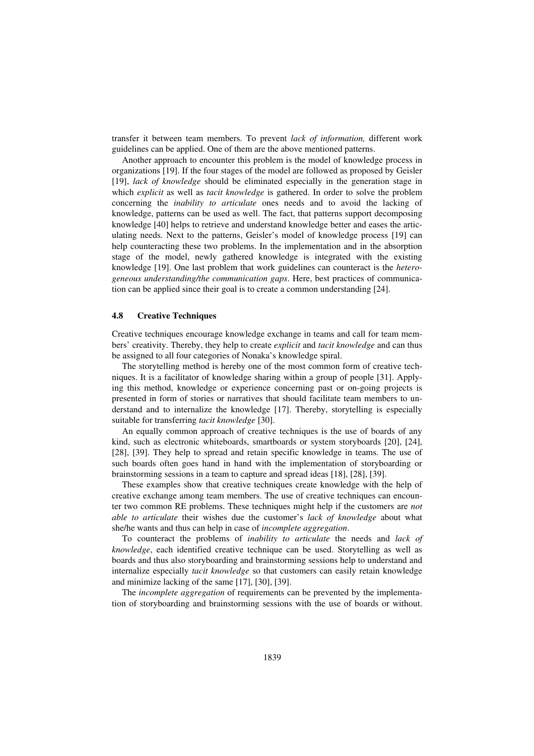transfer it between team members. To prevent *lack of information,* different work guidelines can be applied. One of them are the above mentioned patterns.

Another approach to encounter this problem is the model of knowledge process in organizations [19]. If the four stages of the model are followed as proposed by Geisler [19], *lack of knowledge* should be eliminated especially in the generation stage in which *explicit* as well as *tacit knowledge* is gathered. In order to solve the problem concerning the *inability to articulate* ones needs and to avoid the lacking of knowledge, patterns can be used as well. The fact, that patterns support decomposing knowledge [40] helps to retrieve and understand knowledge better and eases the articulating needs. Next to the patterns, Geisler's model of knowledge process [19] can help counteracting these two problems. In the implementation and in the absorption stage of the model, newly gathered knowledge is integrated with the existing knowledge [19]. One last problem that work guidelines can counteract is the *heterogeneous understanding/the communication gaps*. Here, best practices of communication can be applied since their goal is to create a common understanding [24].

### 4.8 Creative Techniques

Creative techniques encourage knowledge exchange in teams and call for team members' creativity. Thereby, they help to create *explicit* and *tacit knowledge* and can thus be assigned to all four categories of Nonaka's knowledge spiral.

The storytelling method is hereby one of the most common form of creative techniques. It is a facilitator of knowledge sharing within a group of people [31]. Applying this method, knowledge or experience concerning past or on-going projects is presented in form of stories or narratives that should facilitate team members to understand and to internalize the knowledge [17]. Thereby, storytelling is especially suitable for transferring *tacit knowledge* [30].

An equally common approach of creative techniques is the use of boards of any kind, such as electronic whiteboards, smartboards or system storyboards [20], [24], [28], [39]. They help to spread and retain specific knowledge in teams. The use of such boards often goes hand in hand with the implementation of storyboarding or brainstorming sessions in a team to capture and spread ideas [18], [28], [39].

These examples show that creative techniques create knowledge with the help of creative exchange among team members. The use of creative techniques can encounter two common RE problems. These techniques might help if the customers are *not able to articulate* their wishes due the customer's *lack of knowledge* about what she/he wants and thus can help in case of *incomplete aggregation*.

To counteract the problems of *inability to articulate* the needs and *lack of knowledge*, each identified creative technique can be used. Storytelling as well as boards and thus also storyboarding and brainstorming sessions help to understand and internalize especially *tacit knowledge* so that customers can easily retain knowledge and minimize lacking of the same [17], [30], [39].

The *incomplete aggregation* of requirements can be prevented by the implementation of storyboarding and brainstorming sessions with the use of boards or without.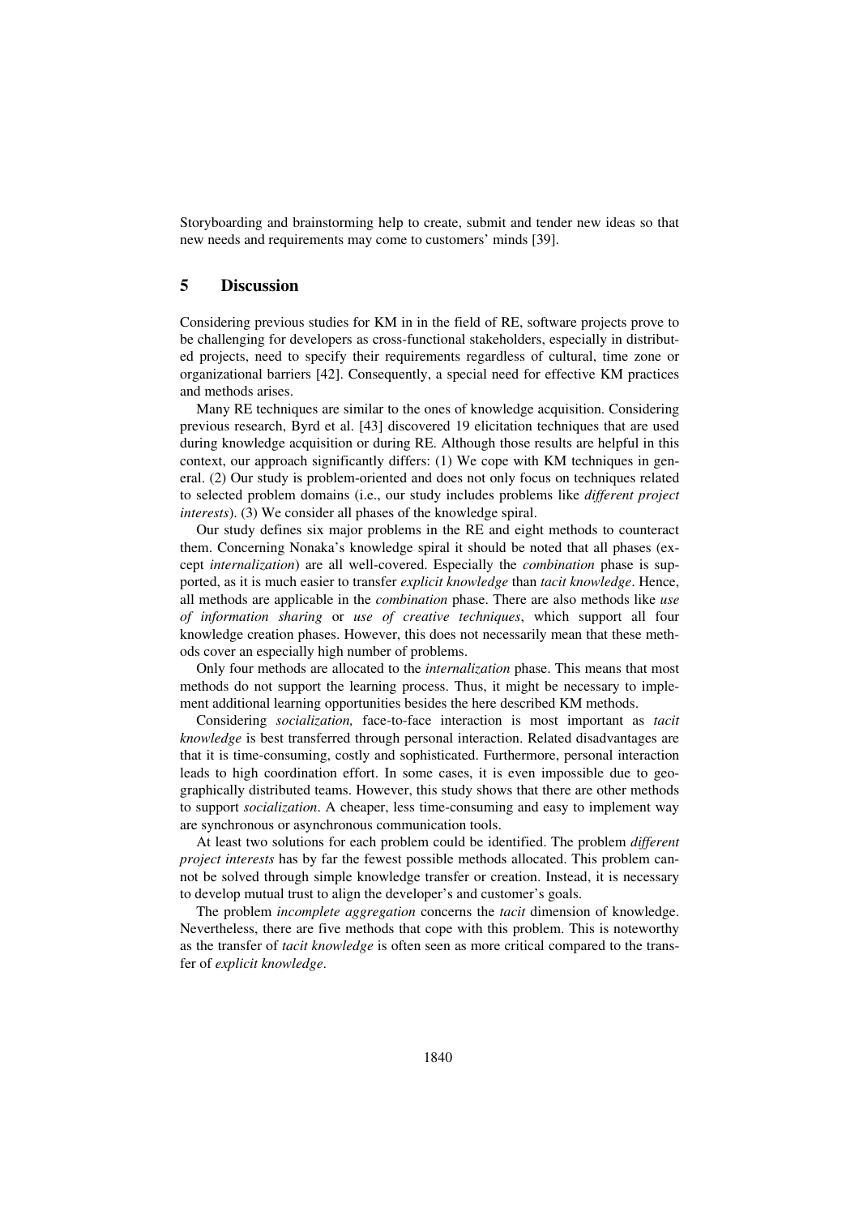Storyboarding and brainstorming help to create, submit and tender new ideas so that new needs and requirements may come to customers' minds [39].

## 5 Discussion

Considering previous studies for KM in in the field of RE, software projects prove to be challenging for developers as cross-functional stakeholders, especially in distributed projects, need to specify their requirements regardless of cultural, time zone or organizational barriers [42]. Consequently, a special need for effective KM practices and methods arises.

Many RE techniques are similar to the ones of knowledge acquisition. Considering previous research, Byrd et al. [43] discovered 19 elicitation techniques that are used during knowledge acquisition or during RE. Although those results are helpful in this context, our approach significantly differs: (1) We cope with KM techniques in general. (2) Our study is problem-oriented and does not only focus on techniques related to selected problem domains (i.e., our study includes problems like *different project interests*). (3) We consider all phases of the knowledge spiral.

Our study defines six major problems in the RE and eight methods to counteract them. Concerning Nonaka's knowledge spiral it should be noted that all phases (except *internalization*) are all well-covered. Especially the *combination* phase is supported, as it is much easier to transfer *explicit knowledge* than *tacit knowledge*. Hence, all methods are applicable in the *combination* phase. There are also methods like *use of information sharing* or *use of creative techniques*, which support all four knowledge creation phases. However, this does not necessarily mean that these methods cover an especially high number of problems.

Only four methods are allocated to the *internalization* phase. This means that most methods do not support the learning process. Thus, it might be necessary to implement additional learning opportunities besides the here described KM methods.

Considering *socialization,* face-to-face interaction is most important as *tacit knowledge* is best transferred through personal interaction. Related disadvantages are that it is time-consuming, costly and sophisticated. Furthermore, personal interaction leads to high coordination effort. In some cases, it is even impossible due to geographically distributed teams. However, this study shows that there are other methods to support *socialization*. A cheaper, less time-consuming and easy to implement way are synchronous or asynchronous communication tools.

At least two solutions for each problem could be identified. The problem *different project interests* has by far the fewest possible methods allocated. This problem cannot be solved through simple knowledge transfer or creation. Instead, it is necessary to develop mutual trust to align the developer's and customer's goals.

The problem *incomplete aggregation* concerns the *tacit* dimension of knowledge. Nevertheless, there are five methods that cope with this problem. This is noteworthy as the transfer of *tacit knowledge* is often seen as more critical compared to the transfer of *explicit knowledge*.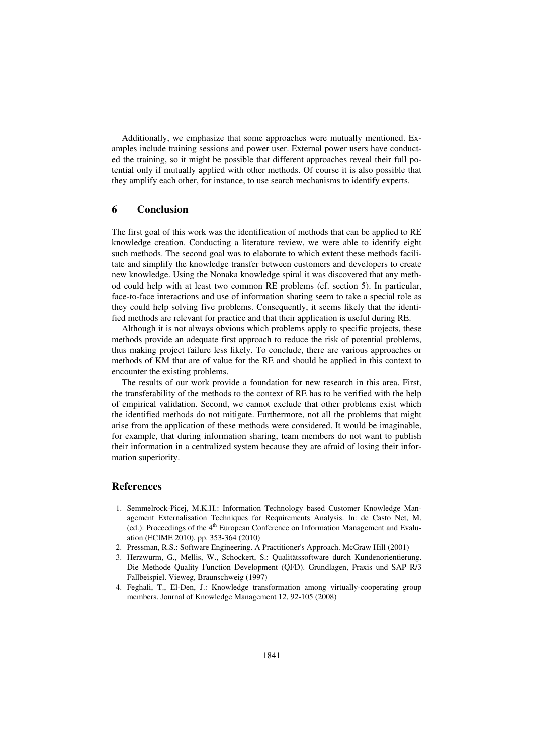Additionally, we emphasize that some approaches were mutually mentioned. Examples include training sessions and power user. External power users have conducted the training, so it might be possible that different approaches reveal their full potential only if mutually applied with other methods. Of course it is also possible that they amplify each other, for instance, to use search mechanisms to identify experts.

## 6 Conclusion

The first goal of this work was the identification of methods that can be applied to RE knowledge creation. Conducting a literature review, we were able to identify eight such methods. The second goal was to elaborate to which extent these methods facilitate and simplify the knowledge transfer between customers and developers to create new knowledge. Using the Nonaka knowledge spiral it was discovered that any method could help with at least two common RE problems (cf. section 5). In particular, face-to-face interactions and use of information sharing seem to take a special role as they could help solving five problems. Consequently, it seems likely that the identified methods are relevant for practice and that their application is useful during RE.

Although it is not always obvious which problems apply to specific projects, these methods provide an adequate first approach to reduce the risk of potential problems, thus making project failure less likely. To conclude, there are various approaches or methods of KM that are of value for the RE and should be applied in this context to encounter the existing problems.

The results of our work provide a foundation for new research in this area. First, the transferability of the methods to the context of RE has to be verified with the help of empirical validation. Second, we cannot exclude that other problems exist which the identified methods do not mitigate. Furthermore, not all the problems that might arise from the application of these methods were considered. It would be imaginable, for example, that during information sharing, team members do not want to publish their information in a centralized system because they are afraid of losing their information superiority.

## References

1. Semmelrock-Picej, M.K.H.: Information Technology based Customer Knowledge Management Externalisation Techniques for Requirements Analysis. In: de Casto Net, M. (ed.): Proceedings of the 4th European Conference on Information Management and Evaluation (ECIME 2010), pp. 353-364 (2010)
2. Pressman, R.S.: Software Engineering. A Practitioner's Approach. McGraw Hill (2001)
3. Herzwurm, G., Mellis, W., Schockert, S.: Qualitätssoftware durch Kundenorientierung. Die Methode Quality Function Development (QFD). Grundlagen, Praxis und SAP R/3 Fallbeispiel. Vieweg, Braunschweig (1997)
4. Feghali, T., El-Den, J.: Knowledge transformation among virtually-cooperating group members. Journal of Knowledge Management 12, 92-105 (2008)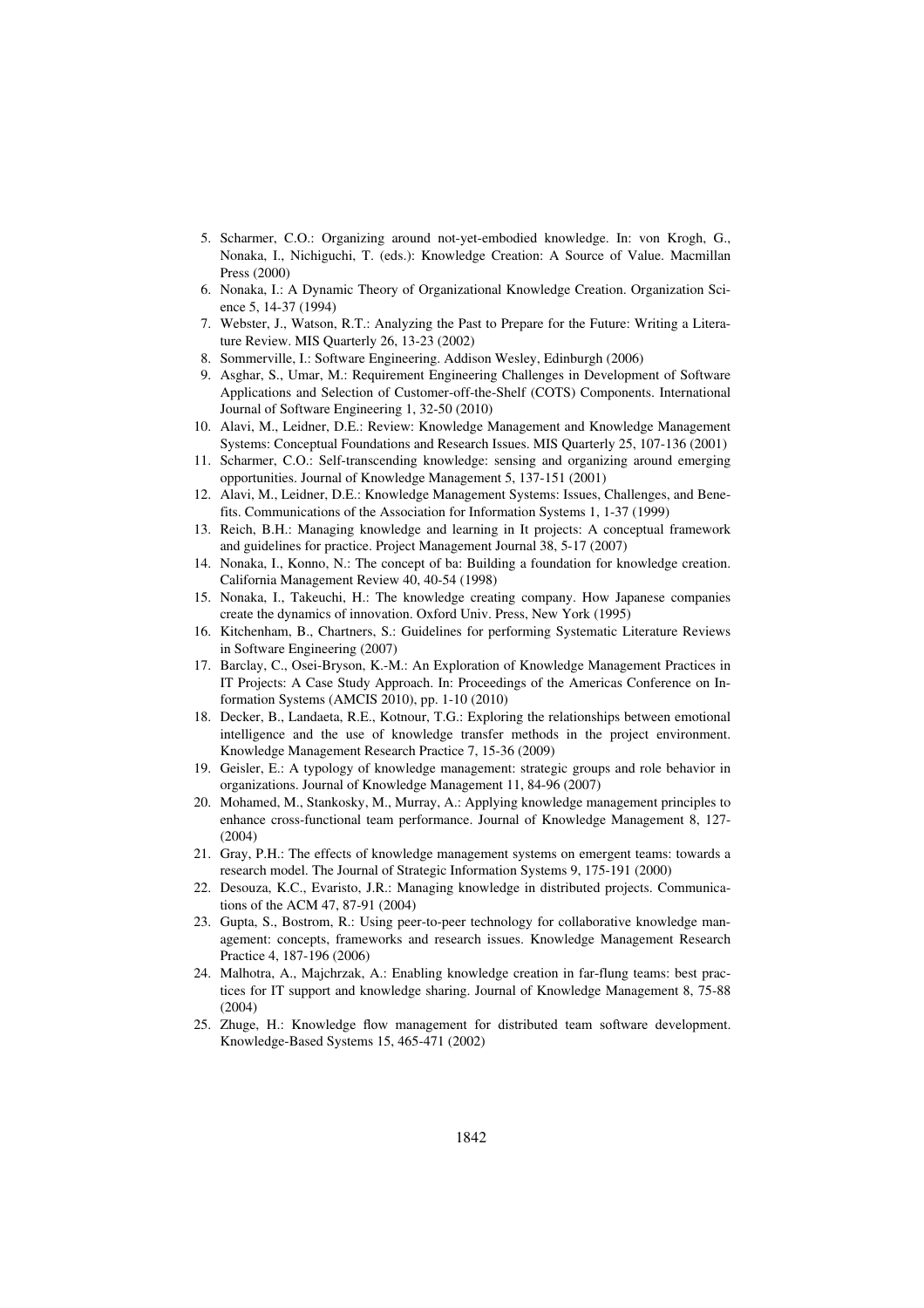5. Scharmer, C.O.: Organizing around not-yet-embodied knowledge. In: von Krogh, G., Nonaka, I., Nichiguchi, T. (eds.): Knowledge Creation: A Source of Value. Macmillan Press (2000)
6. Nonaka, I.: A Dynamic Theory of Organizational Knowledge Creation. Organization Science 5, 14-37 (1994)
7. Webster, J., Watson, R.T.: Analyzing the Past to Prepare for the Future: Writing a Literature Review. MIS Quarterly 26, 13-23 (2002)
8. Sommerville, I.: Software Engineering. Addison Wesley, Edinburgh (2006)
9. Asghar, S., Umar, M.: Requirement Engineering Challenges in Development of Software Applications and Selection of Customer-off-the-Shelf (COTS) Components. International Journal of Software Engineering 1, 32-50 (2010)
10. Alavi, M., Leidner, D.E.: Review: Knowledge Management and Knowledge Management Systems: Conceptual Foundations and Research Issues. MIS Quarterly 25, 107-136 (2001)
11. Scharmer, C.O.: Self-transcending knowledge: sensing and organizing around emerging opportunities. Journal of Knowledge Management 5, 137-151 (2001)
12. Alavi, M., Leidner, D.E.: Knowledge Management Systems: Issues, Challenges, and Benefits. Communications of the Association for Information Systems 1, 1-37 (1999)
13. Reich, B.H.: Managing knowledge and learning in It projects: A conceptual framework and guidelines for practice. Project Management Journal 38, 5-17 (2007)
14. Nonaka, I., Konno, N.: The concept of ba: Building a foundation for knowledge creation. California Management Review 40, 40-54 (1998)
15. Nonaka, I., Takeuchi, H.: The knowledge creating company. How Japanese companies create the dynamics of innovation. Oxford Univ. Press, New York (1995)
16. Kitchenham, B., Chartners, S.: Guidelines for performing Systematic Literature Reviews in Software Engineering (2007)
17. Barclay, C., Osei-Bryson, K.-M.: An Exploration of Knowledge Management Practices in IT Projects: A Case Study Approach. In: Proceedings of the Americas Conference on Information Systems (AMCIS 2010), pp. 1-10 (2010)
18. Decker, B., Landaeta, R.E., Kotnour, T.G.: Exploring the relationships between emotional intelligence and the use of knowledge transfer methods in the project environment. Knowledge Management Research Practice 7, 15-36 (2009)
19. Geisler, E.: A typology of knowledge management: strategic groups and role behavior in organizations. Journal of Knowledge Management 11, 84-96 (2007)
20. Mohamed, M., Stankosky, M., Murray, A.: Applying knowledge management principles to enhance cross-functional team performance. Journal of Knowledge Management 8, 127- (2004)
21. Gray, P.H.: The effects of knowledge management systems on emergent teams: towards a research model. The Journal of Strategic Information Systems 9, 175-191 (2000)
22. Desouza, K.C., Evaristo, J.R.: Managing knowledge in distributed projects. Communications of the ACM 47, 87-91 (2004)
23. Gupta, S., Bostrom, R.: Using peer-to-peer technology for collaborative knowledge management: concepts, frameworks and research issues. Knowledge Management Research Practice 4, 187-196 (2006)
24. Malhotra, A., Majchrzak, A.: Enabling knowledge creation in far-flung teams: best practices for IT support and knowledge sharing. Journal of Knowledge Management 8, 75-88 (2004)
25. Zhuge, H.: Knowledge flow management for distributed team software development. Knowledge-Based Systems 15, 465-471 (2002)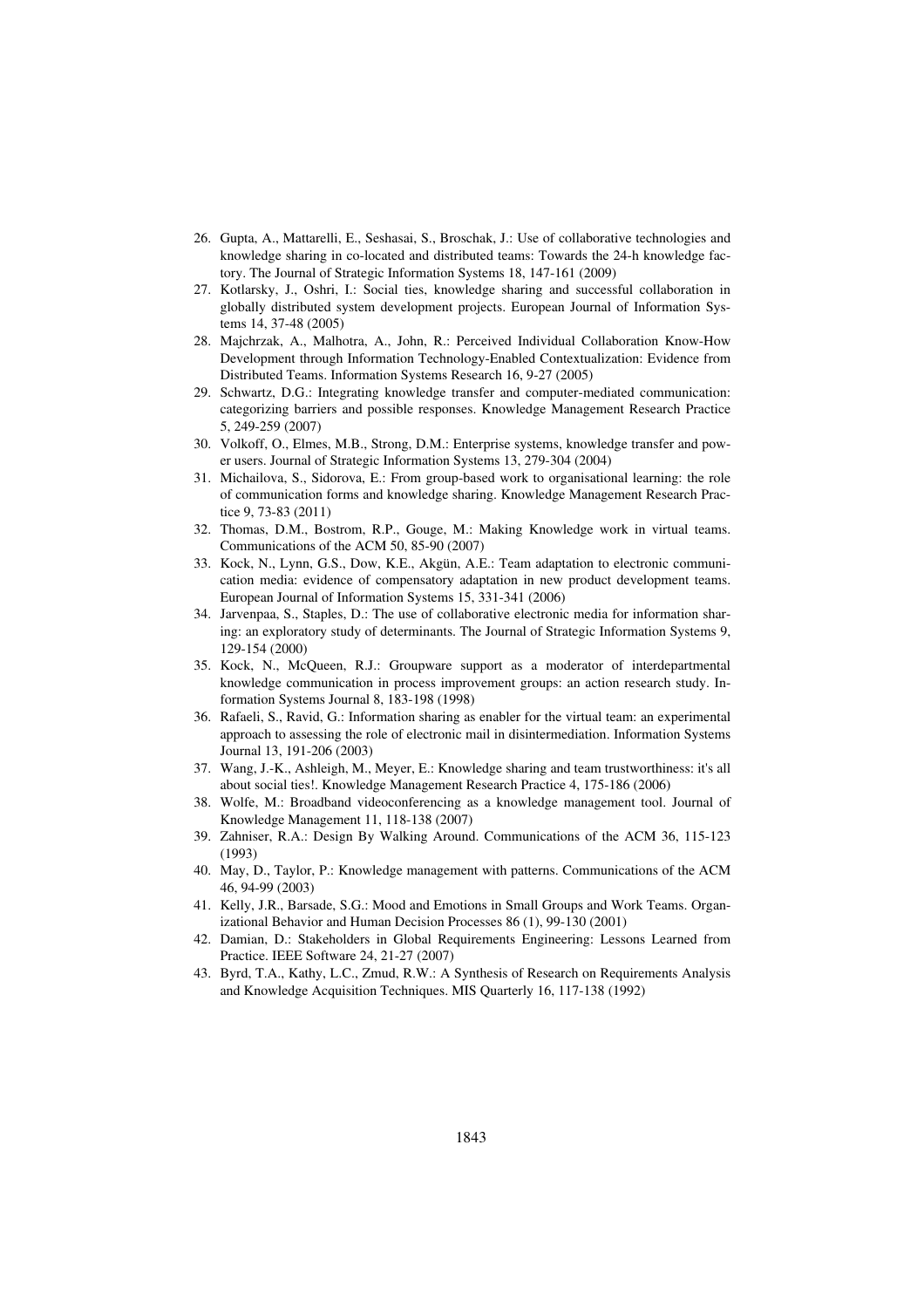26. Gupta, A., Mattarelli, E., Seshasai, S., Broschak, J.: Use of collaborative technologies and knowledge sharing in co-located and distributed teams: Towards the 24-h knowledge factory. The Journal of Strategic Information Systems 18, 147-161 (2009)
27. Kotlarsky, J., Oshri, I.: Social ties, knowledge sharing and successful collaboration in globally distributed system development projects. European Journal of Information Systems 14, 37-48 (2005)
28. Majchrzak, A., Malhotra, A., John, R.: Perceived Individual Collaboration Know-How Development through Information Technology-Enabled Contextualization: Evidence from Distributed Teams. Information Systems Research 16, 9-27 (2005)
29. Schwartz, D.G.: Integrating knowledge transfer and computer-mediated communication: categorizing barriers and possible responses. Knowledge Management Research Practice 5, 249-259 (2007)
30. Volkoff, O., Elmes, M.B., Strong, D.M.: Enterprise systems, knowledge transfer and power users. Journal of Strategic Information Systems 13, 279-304 (2004)
31. Michailova, S., Sidorova, E.: From group-based work to organisational learning: the role of communication forms and knowledge sharing. Knowledge Management Research Practice 9, 73-83 (2011)
32. Thomas, D.M., Bostrom, R.P., Gouge, M.: Making Knowledge work in virtual teams. Communications of the ACM 50, 85-90 (2007)
33. Kock, N., Lynn, G.S., Dow, K.E., Akgün, A.E.: Team adaptation to electronic communication media: evidence of compensatory adaptation in new product development teams. European Journal of Information Systems 15, 331-341 (2006)
34. Jarvenpaa, S., Staples, D.: The use of collaborative electronic media for information sharing: an exploratory study of determinants. The Journal of Strategic Information Systems 9, 129-154 (2000)
35. Kock, N., McQueen, R.J.: Groupware support as a moderator of interdepartmental knowledge communication in process improvement groups: an action research study. Information Systems Journal 8, 183-198 (1998)
36. Rafaeli, S., Ravid, G.: Information sharing as enabler for the virtual team: an experimental approach to assessing the role of electronic mail in disintermediation. Information Systems Journal 13, 191-206 (2003)
37. Wang, J.-K., Ashleigh, M., Meyer, E.: Knowledge sharing and team trustworthiness: it's all about social ties!. Knowledge Management Research Practice 4, 175-186 (2006)
38. Wolfe, M.: Broadband videoconferencing as a knowledge management tool. Journal of Knowledge Management 11, 118-138 (2007)
39. Zahniser, R.A.: Design By Walking Around. Communications of the ACM 36, 115-123 (1993)
40. May, D., Taylor, P.: Knowledge management with patterns. Communications of the ACM 46, 94-99 (2003)
41. Kelly, J.R., Barsade, S.G.: Mood and Emotions in Small Groups and Work Teams. Organizational Behavior and Human Decision Processes 86 (1), 99-130 (2001)
42. Damian, D.: Stakeholders in Global Requirements Engineering: Lessons Learned from Practice. IEEE Software 24, 21-27 (2007)
43. Byrd, T.A., Kathy, L.C., Zmud, R.W.: A Synthesis of Research on Requirements Analysis and Knowledge Acquisition Techniques. MIS Quarterly 16, 117-138 (1992)